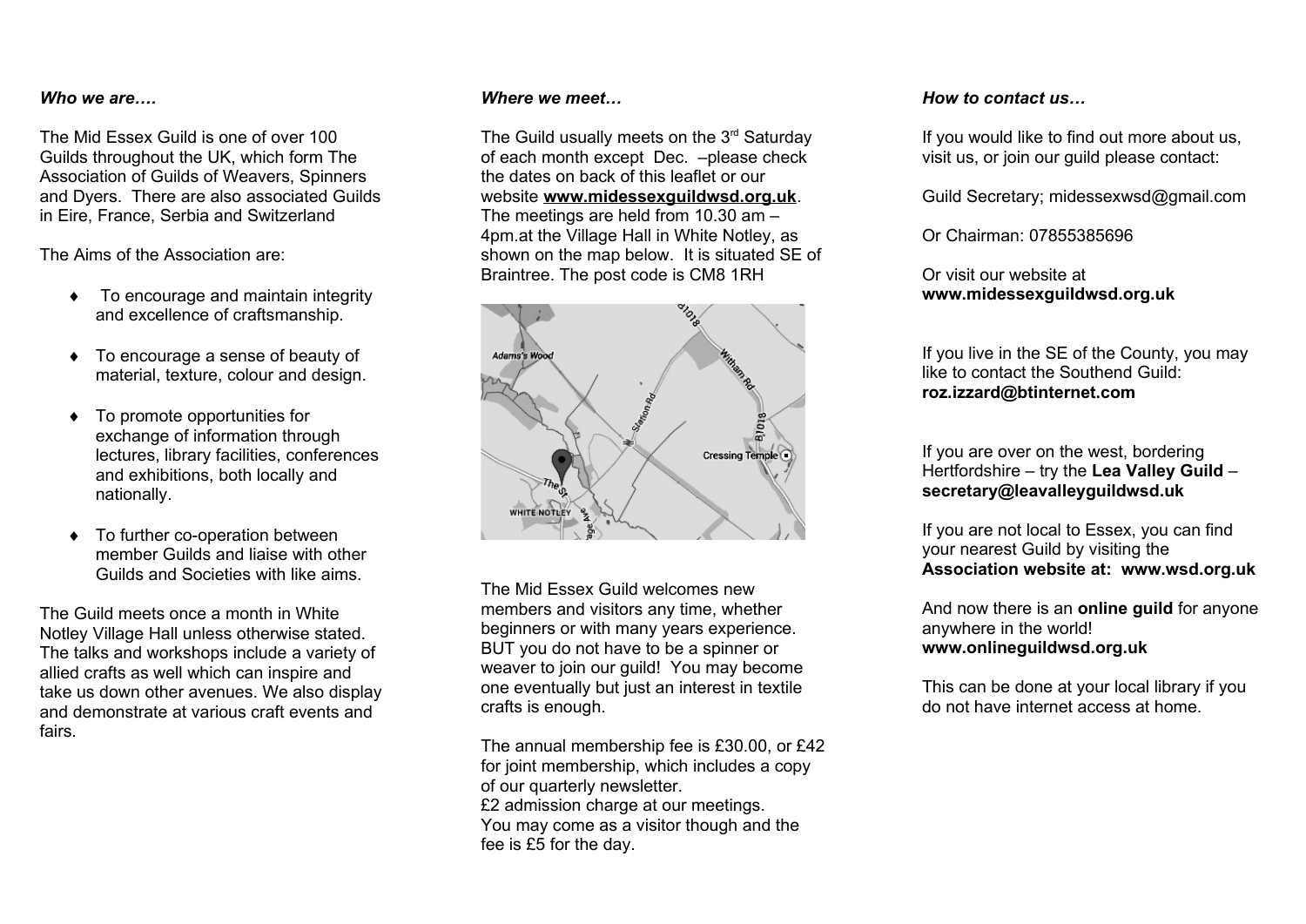*Who we are….*

The Mid Essex Guild is one of over 100 Guilds throughout the UK, which form The Association of Guilds of Weavers, Spinners and Dyers. There are also associated Guilds in Eire, France, Serbia and Switzerland

The Aims of the Association are:

- To encourage and maintain integrity and excellence of craftsmanship.
- To encourage a sense of beauty of material, texture, colour and design.
- To promote opportunities for exchange of information through lectures, library facilities, conferences and exhibitions, both locally and nationally.
- To further co-operation between member Guilds and liaise with other Guilds and Societies with like aims.

The Guild meets once a month in White Notley Village Hall unless otherwise stated. The talks and workshops include a variety of allied crafts as well which can inspire and take us down other avenues. We also display and demonstrate at various craft events and fairs.

*Where we meet…*

The Guild usually meets on the 3rd Saturday of each month except Dec. –please check the dates on back of this leaflet or our website **www.midessexguildwsd.org.uk**. The meetings are held from 10.30 am – 4pm.at the Village Hall in White Notley, as shown on the map below. It is situated SE of Braintree. The post code is CM8 1RH

The Mid Essex Guild welcomes new members and visitors any time, whether beginners or with many years experience. BUT you do not have to be a spinner or weaver to join our guild! You may become one eventually but just an interest in textile crafts is enough.

The annual membership fee is £30.00, or £42 for joint membership, which includes a copy of our quarterly newsletter.
£2 admission charge at our meetings.
You may come as a visitor though and the fee is £5 for the day.

*How to contact us…*

If you would like to find out more about us, visit us, or join our guild please contact:

Guild Secretary; midessexwsd@gmail.com

Or Chairman: 07855385696

Or visit our website at
**www.midessexguildwsd.org.uk**

If you live in the SE of the County, you may like to contact the Southend Guild:
**roz.izzard@btinternet.com**

If you are over on the west, bordering Hertfordshire – try the **Lea Valley Guild** – **secretary@leavalleyguildwsd.uk**

If you are not local to Essex, you can find your nearest Guild by visiting the **Association website at: www.wsd.org.uk**

And now there is an **online guild** for anyone anywhere in the world!
**www.onlineguildwsd.org.uk**

This can be done at your local library if you do not have internet access at home.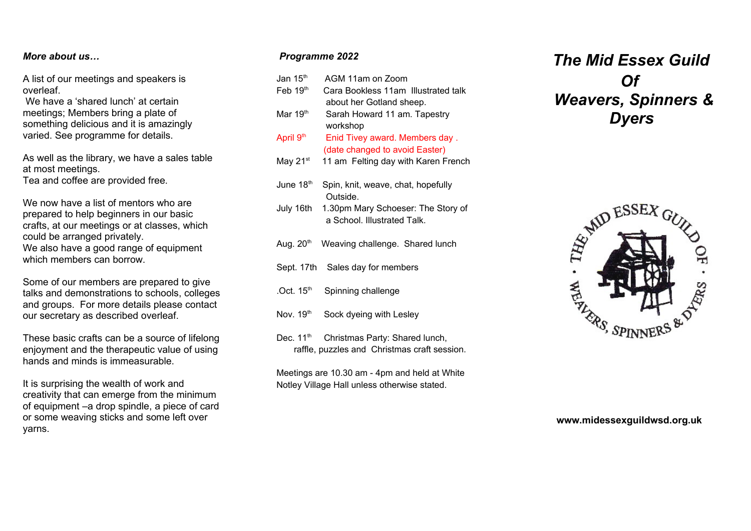***More about us…***

A list of our meetings and speakers is overleaf.

We have a 'shared lunch' at certain meetings; Members bring a plate of something delicious and it is amazingly varied. See programme for details.

As well as the library, we have a sales table at most meetings.
Tea and coffee are provided free.

We now have a list of mentors who are prepared to help beginners in our basic crafts, at our meetings or at classes, which could be arranged privately.
We also have a good range of equipment which members can borrow.

Some of our members are prepared to give talks and demonstrations to schools, colleges and groups. For more details please contact our secretary as described overleaf.

These basic crafts can be a source of lifelong enjoyment and the therapeutic value of using hands and minds is immeasurable.

It is surprising the wealth of work and creativity that can emerge from the minimum of equipment –a drop spindle, a piece of card or some weaving sticks and some left over yarns.

***Programme 2022***

Jan 15th AGM 11am on Zoom

Feb 19th Cara Bookless 11am Illustrated talk about her Gotland sheep.

Mar 19th Sarah Howard 11 am. Tapestry workshop

April 9th Enid Tivey award. Members day . (date changed to avoid Easter)

May 21st 11 am Felting day with Karen French

June 18th Spin, knit, weave, chat, hopefully Outside.

July 16th 1.30pm Mary Schoeser: The Story of a School. Illustrated Talk.

Aug. 20th Weaving challenge. Shared lunch

Sept. 17th Sales day for members

.Oct. 15th Spinning challenge

Nov. 19th Sock dyeing with Lesley

Dec. 11th Christmas Party: Shared lunch, raffle, puzzles and Christmas craft session.

Meetings are 10.30 am - 4pm and held at White Notley Village Hall unless otherwise stated.

# *The Mid Essex Guild Of Weavers, Spinners & Dyers*

THE MID ESSEX GUILD OF • WEAVERS, SPINNERS & DYERS •

**www.midessexguildwsd.org.uk**